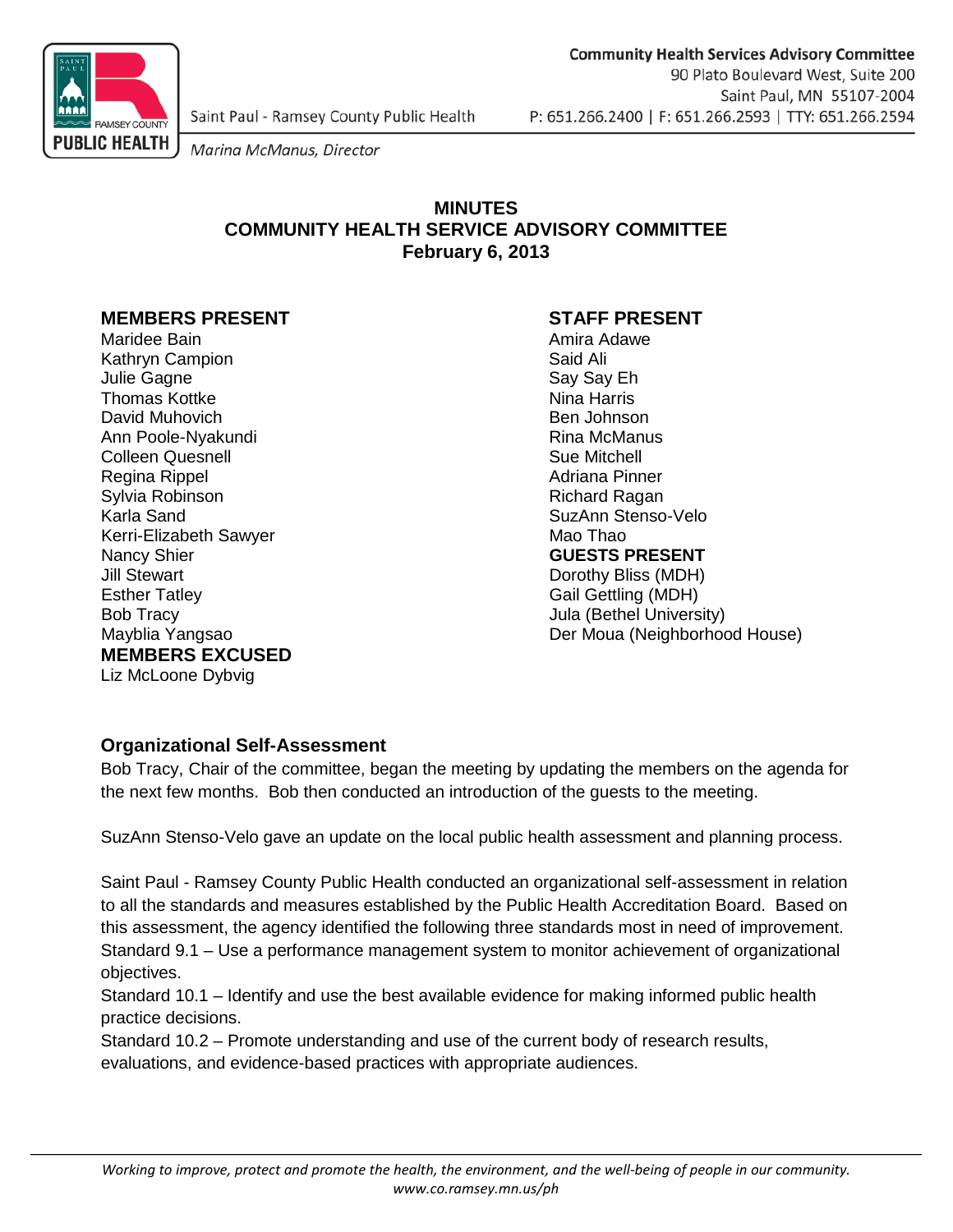Community Health Services Advisory Committee
90 Plato Boulevard West, Suite 200
Saint Paul, MN 55107-2004
P: 651.266.2400 | F: 651.266.2593 | TTY: 651.266.2594

Saint Paul - Ramsey County Public Health

*Marina McManus, Director*

# MINUTES
# COMMUNITY HEALTH SERVICE ADVISORY COMMITTEE
# February 6, 2013

### MEMBERS PRESENT

Maridee Bain
Kathryn Campion
Julie Gagne
Thomas Kottke
David Muhovich
Ann Poole-Nyakundi
Colleen Quesnell
Regina Rippel
Sylvia Robinson
Karla Sand
Kerri-Elizabeth Sawyer
Nancy Shier
Jill Stewart
Esther Tatley
Bob Tracy
Mayblia Yangsao

### MEMBERS EXCUSED

Liz McLoone Dybvig

### STAFF PRESENT

Amira Adawe
Said Ali
Say Say Eh
Nina Harris
Ben Johnson
Rina McManus
Sue Mitchell
Adriana Pinner
Richard Ragan
SuzAnn Stenso-Velo
Mao Thao

### GUESTS PRESENT

Dorothy Bliss (MDH)
Gail Gettling (MDH)
Jula (Bethel University)
Der Moua (Neighborhood House)

## Organizational Self-Assessment

Bob Tracy, Chair of the committee, began the meeting by updating the members on the agenda for the next few months. Bob then conducted an introduction of the guests to the meeting.

SuzAnn Stenso-Velo gave an update on the local public health assessment and planning process.

Saint Paul - Ramsey County Public Health conducted an organizational self-assessment in relation to all the standards and measures established by the Public Health Accreditation Board. Based on this assessment, the agency identified the following three standards most in need of improvement.
Standard 9.1 – Use a performance management system to monitor achievement of organizational objectives.
Standard 10.1 – Identify and use the best available evidence for making informed public health practice decisions.
Standard 10.2 – Promote understanding and use of the current body of research results, evaluations, and evidence-based practices with appropriate audiences.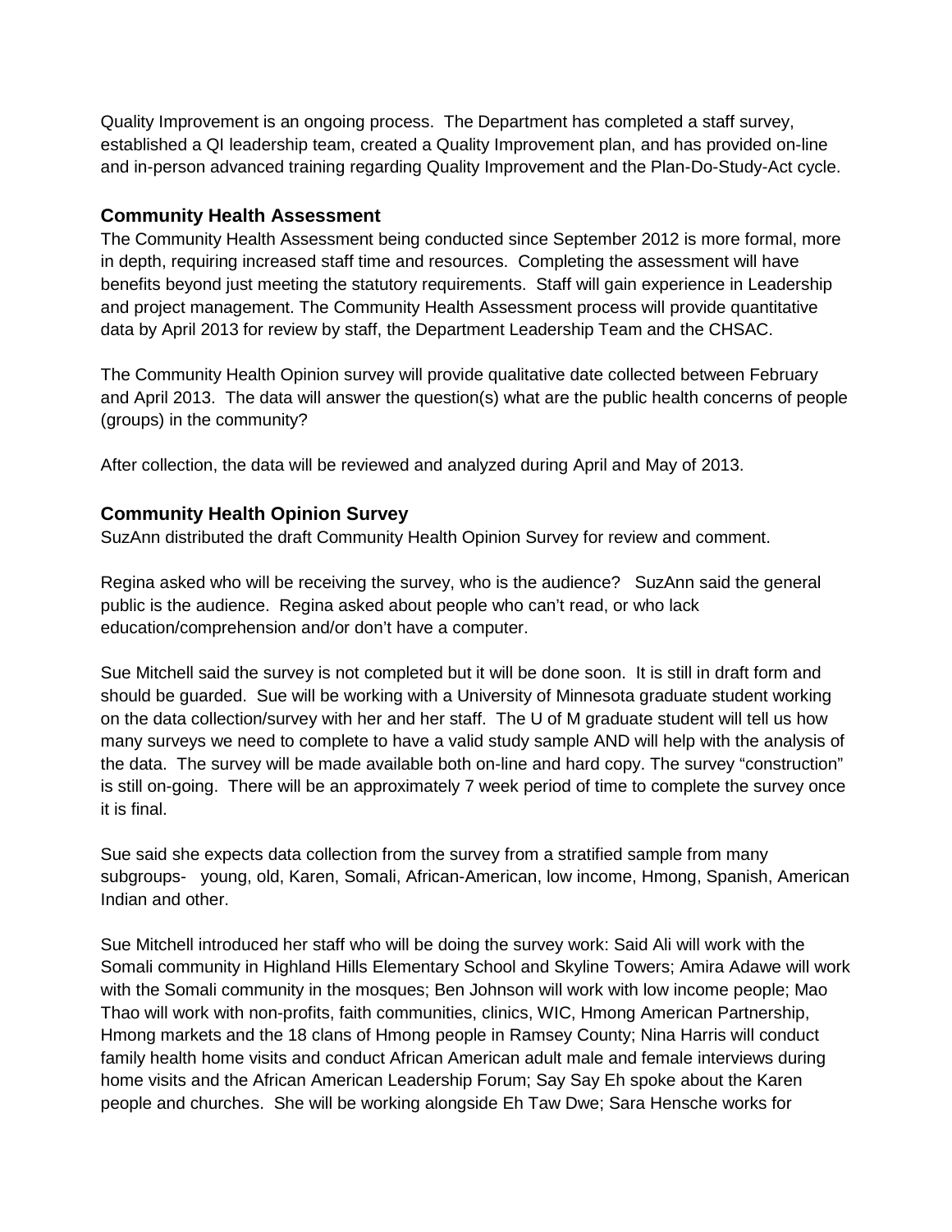Quality Improvement is an ongoing process. The Department has completed a staff survey, established a QI leadership team, created a Quality Improvement plan, and has provided on-line and in-person advanced training regarding Quality Improvement and the Plan-Do-Study-Act cycle.

### Community Health Assessment

The Community Health Assessment being conducted since September 2012 is more formal, more in depth, requiring increased staff time and resources. Completing the assessment will have benefits beyond just meeting the statutory requirements. Staff will gain experience in Leadership and project management. The Community Health Assessment process will provide quantitative data by April 2013 for review by staff, the Department Leadership Team and the CHSAC.

The Community Health Opinion survey will provide qualitative date collected between February and April 2013. The data will answer the question(s) what are the public health concerns of people (groups) in the community?

After collection, the data will be reviewed and analyzed during April and May of 2013.

### Community Health Opinion Survey

SuzAnn distributed the draft Community Health Opinion Survey for review and comment.

Regina asked who will be receiving the survey, who is the audience? SuzAnn said the general public is the audience. Regina asked about people who can't read, or who lack education/comprehension and/or don't have a computer.

Sue Mitchell said the survey is not completed but it will be done soon. It is still in draft form and should be guarded. Sue will be working with a University of Minnesota graduate student working on the data collection/survey with her and her staff. The U of M graduate student will tell us how many surveys we need to complete to have a valid study sample AND will help with the analysis of the data. The survey will be made available both on-line and hard copy. The survey "construction" is still on-going. There will be an approximately 7 week period of time to complete the survey once it is final.

Sue said she expects data collection from the survey from a stratified sample from many subgroups- young, old, Karen, Somali, African-American, low income, Hmong, Spanish, American Indian and other.

Sue Mitchell introduced her staff who will be doing the survey work: Said Ali will work with the Somali community in Highland Hills Elementary School and Skyline Towers; Amira Adawe will work with the Somali community in the mosques; Ben Johnson will work with low income people; Mao Thao will work with non-profits, faith communities, clinics, WIC, Hmong American Partnership, Hmong markets and the 18 clans of Hmong people in Ramsey County; Nina Harris will conduct family health home visits and conduct African American adult male and female interviews during home visits and the African American Leadership Forum; Say Say Eh spoke about the Karen people and churches. She will be working alongside Eh Taw Dwe; Sara Hensche works for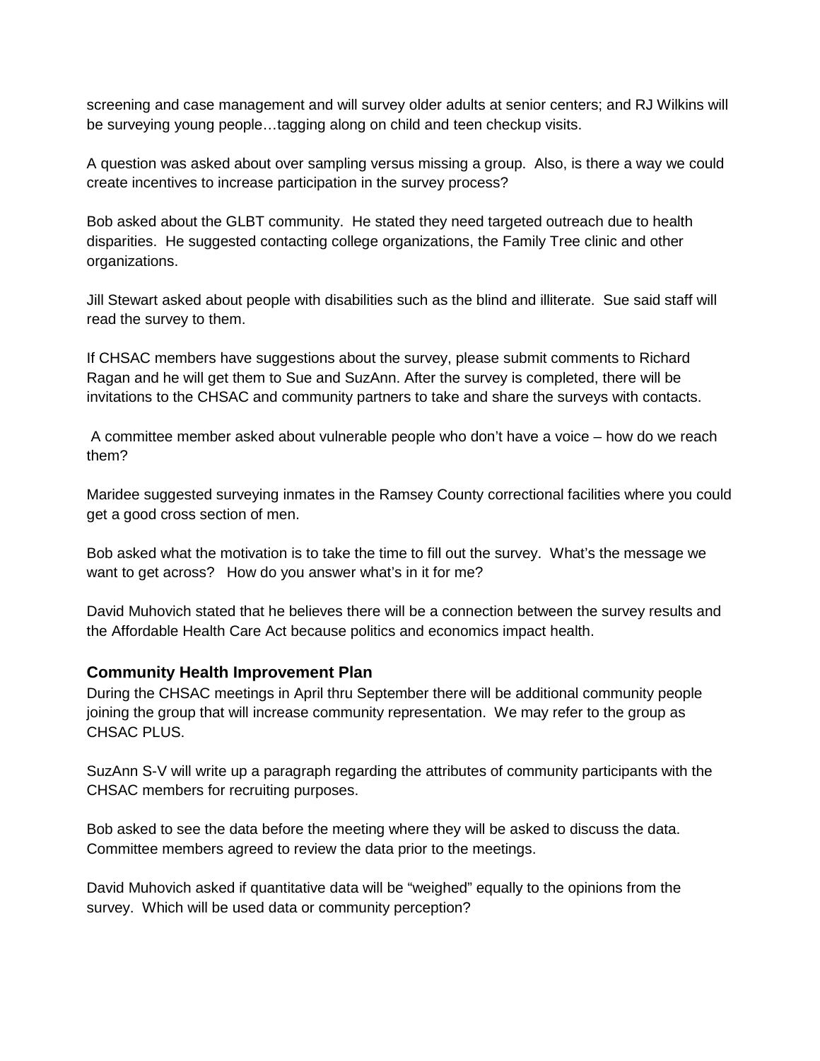screening and case management and will survey older adults at senior centers; and RJ Wilkins will be surveying young people…tagging along on child and teen checkup visits.

A question was asked about over sampling versus missing a group. Also, is there a way we could create incentives to increase participation in the survey process?

Bob asked about the GLBT community. He stated they need targeted outreach due to health disparities. He suggested contacting college organizations, the Family Tree clinic and other organizations.

Jill Stewart asked about people with disabilities such as the blind and illiterate. Sue said staff will read the survey to them.

If CHSAC members have suggestions about the survey, please submit comments to Richard Ragan and he will get them to Sue and SuzAnn. After the survey is completed, there will be invitations to the CHSAC and community partners to take and share the surveys with contacts.

A committee member asked about vulnerable people who don't have a voice – how do we reach them?

Maridee suggested surveying inmates in the Ramsey County correctional facilities where you could get a good cross section of men.

Bob asked what the motivation is to take the time to fill out the survey. What's the message we want to get across? How do you answer what's in it for me?

David Muhovich stated that he believes there will be a connection between the survey results and the Affordable Health Care Act because politics and economics impact health.

### Community Health Improvement Plan

During the CHSAC meetings in April thru September there will be additional community people joining the group that will increase community representation. We may refer to the group as CHSAC PLUS.

SuzAnn S-V will write up a paragraph regarding the attributes of community participants with the CHSAC members for recruiting purposes.

Bob asked to see the data before the meeting where they will be asked to discuss the data. Committee members agreed to review the data prior to the meetings.

David Muhovich asked if quantitative data will be "weighed" equally to the opinions from the survey. Which will be used data or community perception?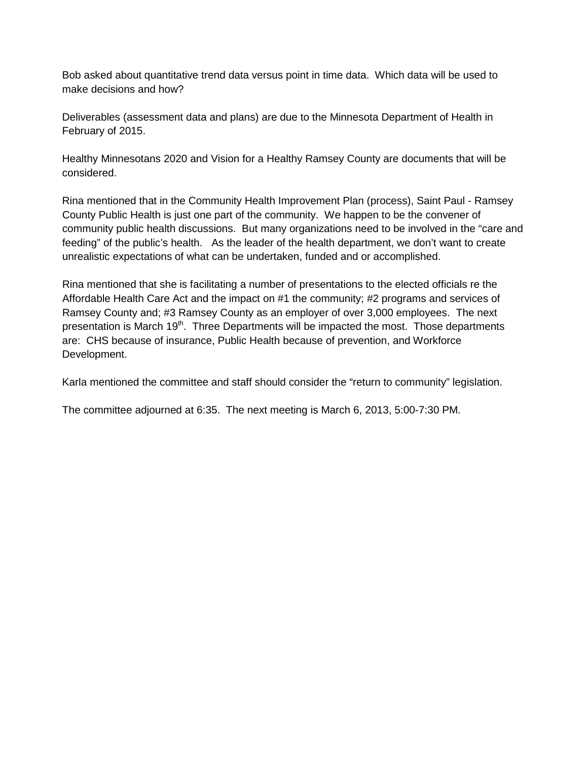Bob asked about quantitative trend data versus point in time data. Which data will be used to make decisions and how?

Deliverables (assessment data and plans) are due to the Minnesota Department of Health in February of 2015.

Healthy Minnesotans 2020 and Vision for a Healthy Ramsey County are documents that will be considered.

Rina mentioned that in the Community Health Improvement Plan (process), Saint Paul - Ramsey County Public Health is just one part of the community. We happen to be the convener of community public health discussions. But many organizations need to be involved in the "care and feeding" of the public's health. As the leader of the health department, we don't want to create unrealistic expectations of what can be undertaken, funded and or accomplished.

Rina mentioned that she is facilitating a number of presentations to the elected officials re the Affordable Health Care Act and the impact on #1 the community; #2 programs and services of Ramsey County and; #3 Ramsey County as an employer of over 3,000 employees. The next presentation is March 19th. Three Departments will be impacted the most. Those departments are: CHS because of insurance, Public Health because of prevention, and Workforce Development.

Karla mentioned the committee and staff should consider the "return to community" legislation.

The committee adjourned at 6:35. The next meeting is March 6, 2013, 5:00-7:30 PM.